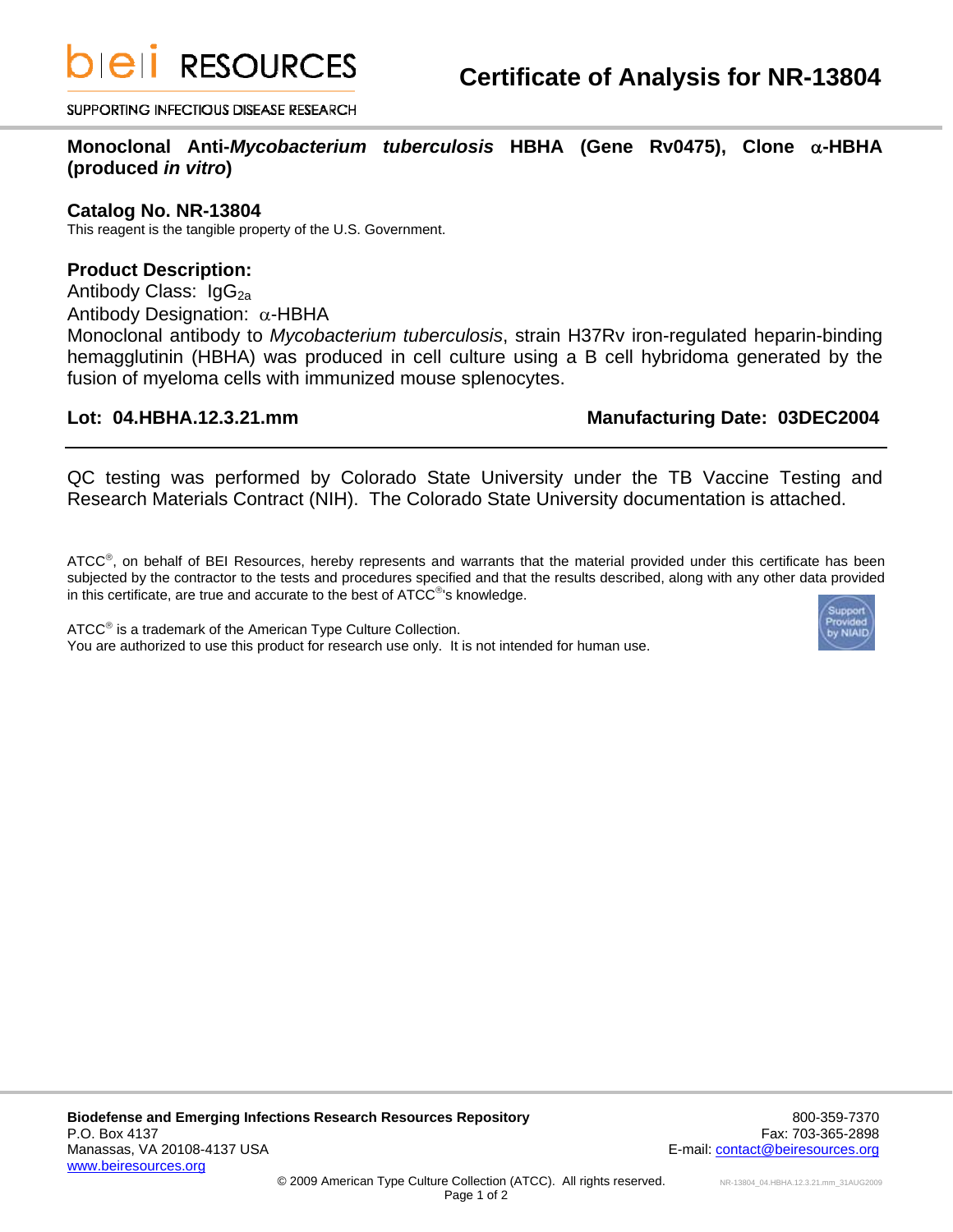# Certificate of Analysis for NR-13804

**Monoclonal Anti-*Mycobacterium tuberculosis* HBHA (Gene Rv0475), Clone α-HBHA (produced *in vitro*)**

## Catalog No. NR-13804

This reagent is the tangible property of the U.S. Government.

## Product Description:

Antibody Class: $IgG_{2a}$

Antibody Designation: α-HBHA

Monoclonal antibody to *Mycobacterium tuberculosis*, strain H37Rv iron-regulated heparin-binding hemagglutinin (HBHA) was produced in cell culture using a B cell hybridoma generated by the fusion of myeloma cells with immunized mouse splenocytes.

**Lot: 04.HBHA.12.3.21.mm** **Manufacturing Date: 03DEC2004**

---

QC testing was performed by Colorado State University under the TB Vaccine Testing and Research Materials Contract (NIH). The Colorado State University documentation is attached.

ATCC®, on behalf of BEI Resources, hereby represents and warrants that the material provided under this certificate has been subjected by the contractor to the tests and procedures specified and that the results described, along with any other data provided in this certificate, are true and accurate to the best of ATCC®'s knowledge.

ATCC® is a trademark of the American Type Culture Collection.
You are authorized to use this product for research use only. It is not intended for human use.

Support Provided by NIAID

**Biodefense and Emerging Infections Research Resources Repository**
P.O. Box 4137
Manassas, VA 20108-4137 USA
www.beiresources.org

800-359-7370
Fax: 703-365-2898
E-mail: contact@beiresources.org

© 2009 American Type Culture Collection (ATCC). All rights reserved.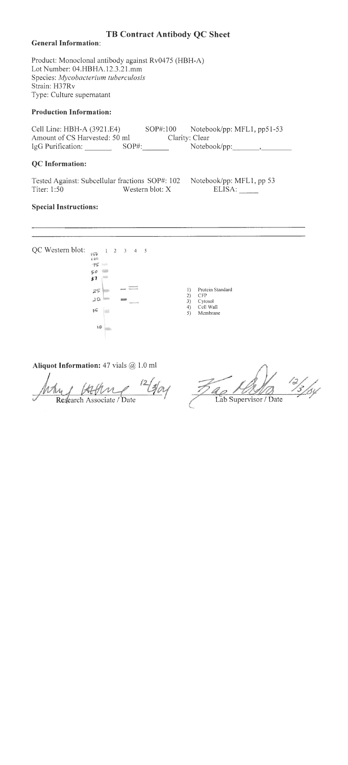# TB Contract Antibody QC Sheet

**General Information**:

Product: Monoclonal antibody against Rv0475 (HBH-A)
Lot Number: 04.HBHA.12.3.21.mm
Species: *Mycobacterium tuberculosis*
Strain: H37Rv
Type: Culture supernatant

**Production Information:**

Cell Line: HBH-A (3921.E4) SOP#:100 Notebook/pp: MFL1, pp51-53
Amount of CS Harvested: 50 ml Clarity: Clear
IgG Purification: _______ SOP#:_______ Notebook/pp:_______,_______

**QC Information:**

Tested Against: Subcellular fractions SOP#: 102 Notebook/pp: MFL1, pp 53
Titer: 1:50 Western blot: X ELISA: _____

**Special Instructions:**

QC Western blot:

1 2 3 4 5

150
100
75
50
37
25
20
15
10

1) Protein Standard
2) CFP
3) Cytosol
4) Cell Wall
5) Membrane

**Aliquot Information:** 47 vials @ 1.0 ml

Research Associate / Date 12/3/04

Lab Supervisor / Date 12/3/04